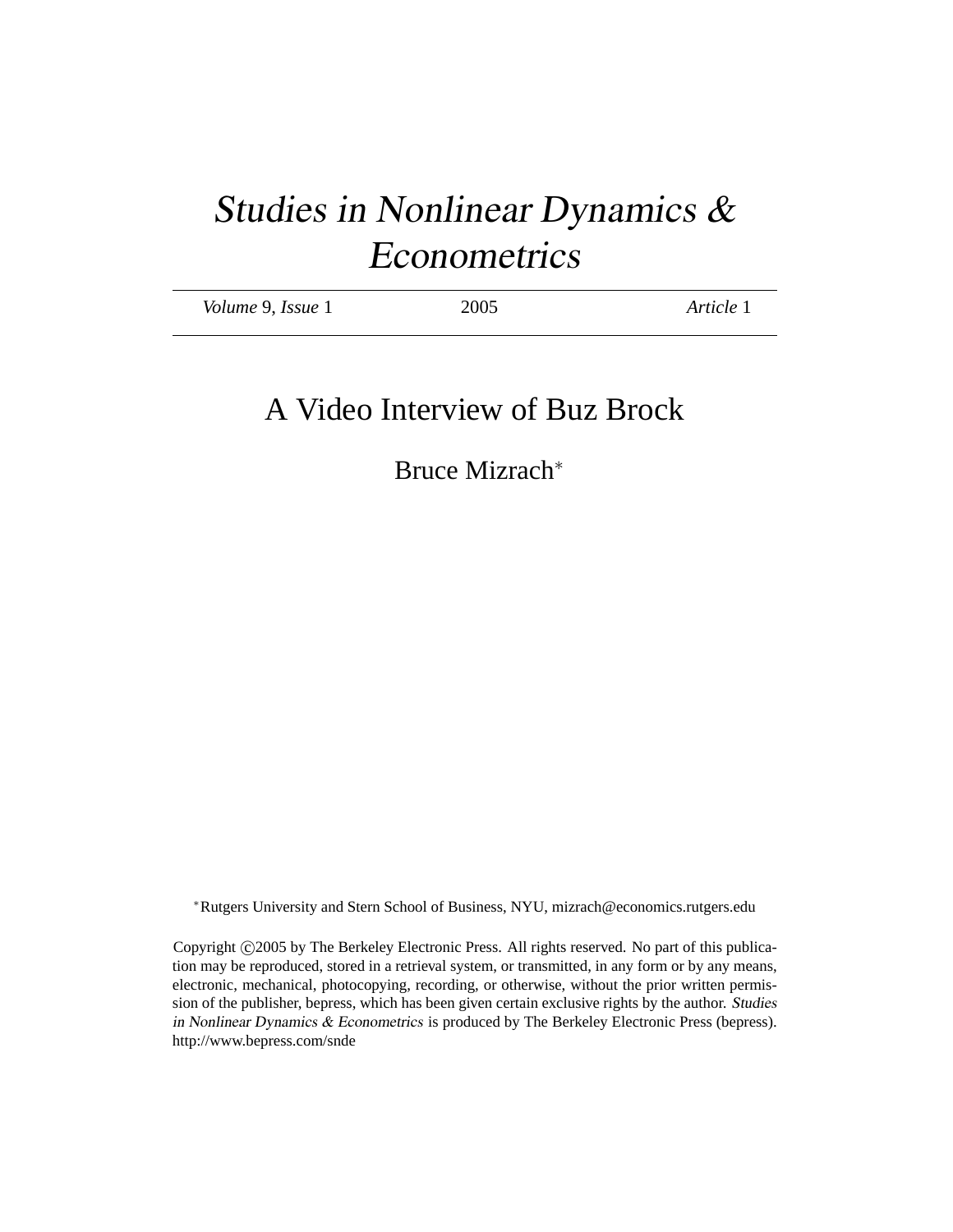# *Studies in Nonlinear Dynamics & Econometrics*

*Volume* 9, *Issue* 1 | 2005 | *Article* 1

## A Video Interview of Buz Brock

Bruce Mizrach*

*Rutgers University and Stern School of Business, NYU, mizrach@economics.rutgers.edu

Copyright ©2005 by The Berkeley Electronic Press. All rights reserved. No part of this publication may be reproduced, stored in a retrieval system, or transmitted, in any form or by any means, electronic, mechanical, photocopying, recording, or otherwise, without the prior written permission of the publisher, bepress, which has been given certain exclusive rights by the author. *Studies in Nonlinear Dynamics & Econometrics* is produced by The Berkeley Electronic Press (bepress). http://www.bepress.com/snde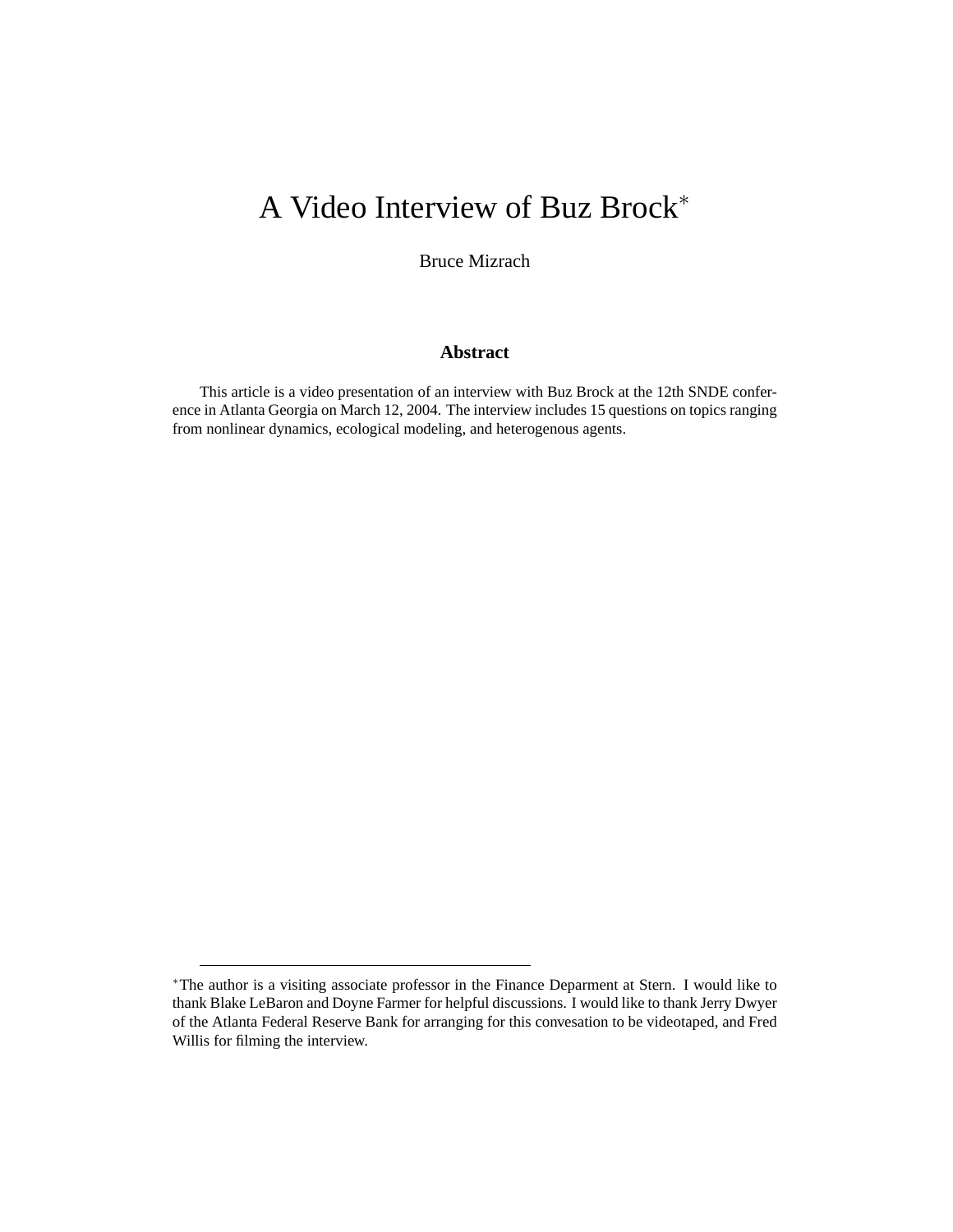# A Video Interview of Buz Brock*

Bruce Mizrach

### Abstract

This article is a video presentation of an interview with Buz Brock at the 12th SNDE conference in Atlanta Georgia on March 12, 2004. The interview includes 15 questions on topics ranging from nonlinear dynamics, ecological modeling, and heterogenous agents.

---

*The author is a visiting associate professor in the Finance Deparment at Stern. I would like to thank Blake LeBaron and Doyne Farmer for helpful discussions. I would like to thank Jerry Dwyer of the Atlanta Federal Reserve Bank for arranging for this convesation to be videotaped, and Fred Willis for filming the interview.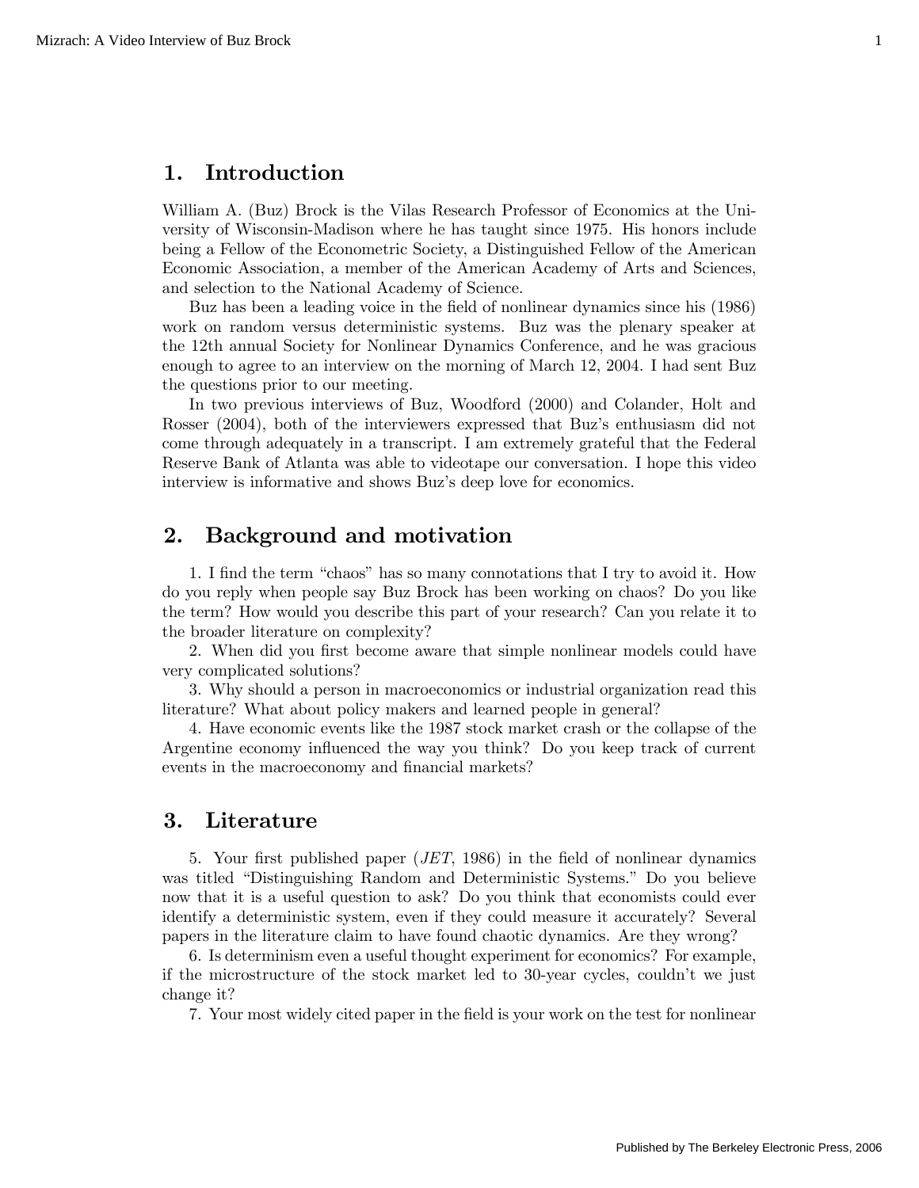## 1. Introduction

William A. (Buz) Brock is the Vilas Research Professor of Economics at the University of Wisconsin-Madison where he has taught since 1975. His honors include being a Fellow of the Econometric Society, a Distinguished Fellow of the American Economic Association, a member of the American Academy of Arts and Sciences, and selection to the National Academy of Science.

Buz has been a leading voice in the field of nonlinear dynamics since his (1986) work on random versus deterministic systems. Buz was the plenary speaker at the 12th annual Society for Nonlinear Dynamics Conference, and he was gracious enough to agree to an interview on the morning of March 12, 2004. I had sent Buz the questions prior to our meeting.

In two previous interviews of Buz, Woodford (2000) and Colander, Holt and Rosser (2004), both of the interviewers expressed that Buz's enthusiasm did not come through adequately in a transcript. I am extremely grateful that the Federal Reserve Bank of Atlanta was able to videotape our conversation. I hope this video interview is informative and shows Buz's deep love for economics.

## 2. Background and motivation

1. I find the term "chaos" has so many connotations that I try to avoid it. How do you reply when people say Buz Brock has been working on chaos? Do you like the term? How would you describe this part of your research? Can you relate it to the broader literature on complexity?

2. When did you first become aware that simple nonlinear models could have very complicated solutions?

3. Why should a person in macroeconomics or industrial organization read this literature? What about policy makers and learned people in general?

4. Have economic events like the 1987 stock market crash or the collapse of the Argentine economy influenced the way you think? Do you keep track of current events in the macroeconomy and financial markets?

## 3. Literature

5. Your first published paper (*JET*, 1986) in the field of nonlinear dynamics was titled "Distinguishing Random and Deterministic Systems." Do you believe now that it is a useful question to ask? Do you think that economists could ever identify a deterministic system, even if they could measure it accurately? Several papers in the literature claim to have found chaotic dynamics. Are they wrong?

6. Is determinism even a useful thought experiment for economics? For example, if the microstructure of the stock market led to 30-year cycles, couldn't we just change it?

7. Your most widely cited paper in the field is your work on the test for nonlinear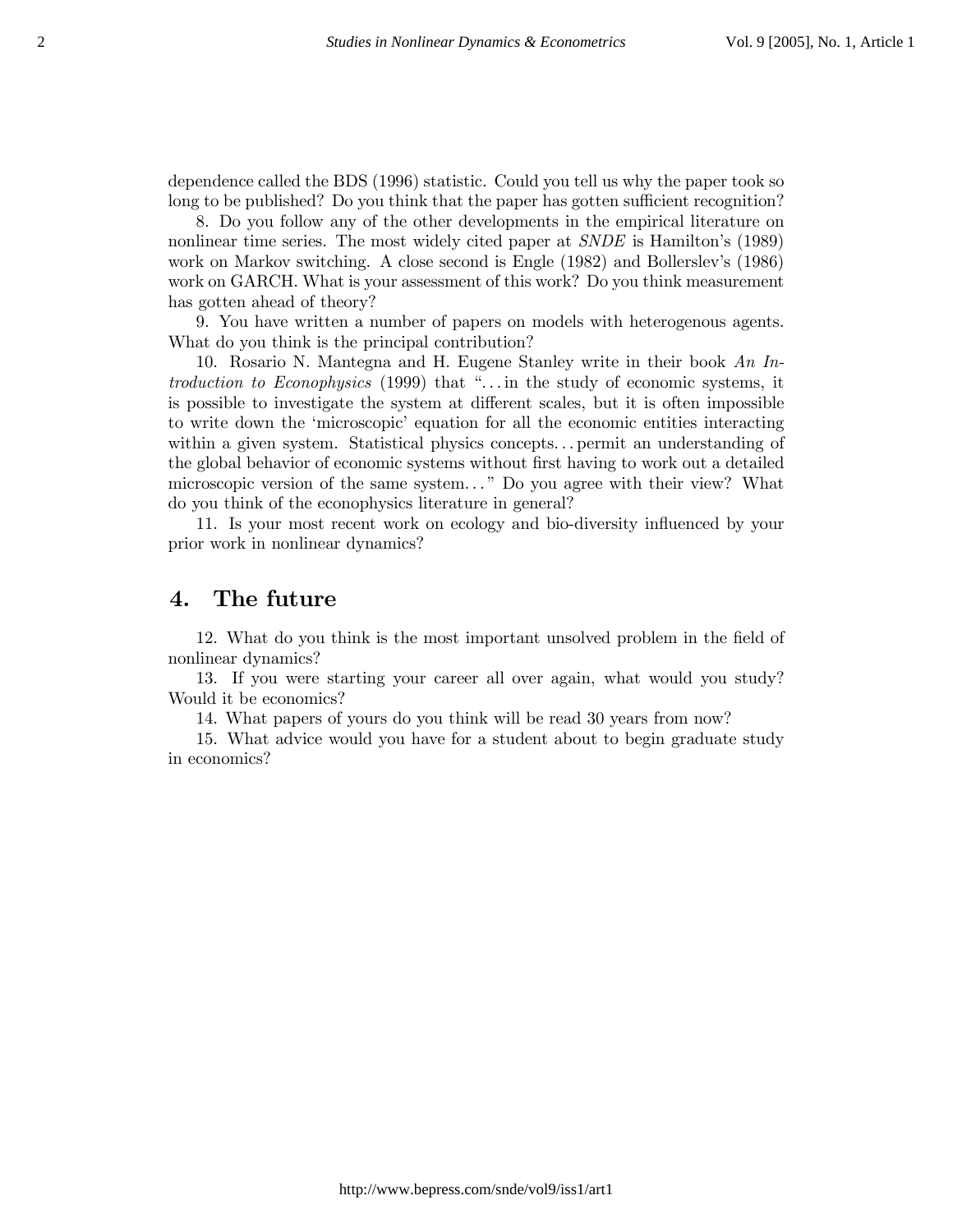dependence called the BDS (1996) statistic. Could you tell us why the paper took so long to be published? Do you think that the paper has gotten sufficient recognition?

8. Do you follow any of the other developments in the empirical literature on nonlinear time series. The most widely cited paper at *SNDE* is Hamilton's (1989) work on Markov switching. A close second is Engle (1982) and Bollerslev's (1986) work on GARCH. What is your assessment of this work? Do you think measurement has gotten ahead of theory?

9. You have written a number of papers on models with heterogenous agents. What do you think is the principal contribution?

10. Rosario N. Mantegna and H. Eugene Stanley write in their book *An Introduction to Econophysics* (1999) that "...in the study of economic systems, it is possible to investigate the system at different scales, but it is often impossible to write down the 'microscopic' equation for all the economic entities interacting within a given system. Statistical physics concepts...permit an understanding of the global behavior of economic systems without first having to work out a detailed microscopic version of the same system..." Do you agree with their view? What do you think of the econophysics literature in general?

11. Is your most recent work on ecology and bio-diversity influenced by your prior work in nonlinear dynamics?

## 4. The future

12. What do you think is the most important unsolved problem in the field of nonlinear dynamics?

13. If you were starting your career all over again, what would you study? Would it be economics?

14. What papers of yours do you think will be read 30 years from now?

15. What advice would you have for a student about to begin graduate study in economics?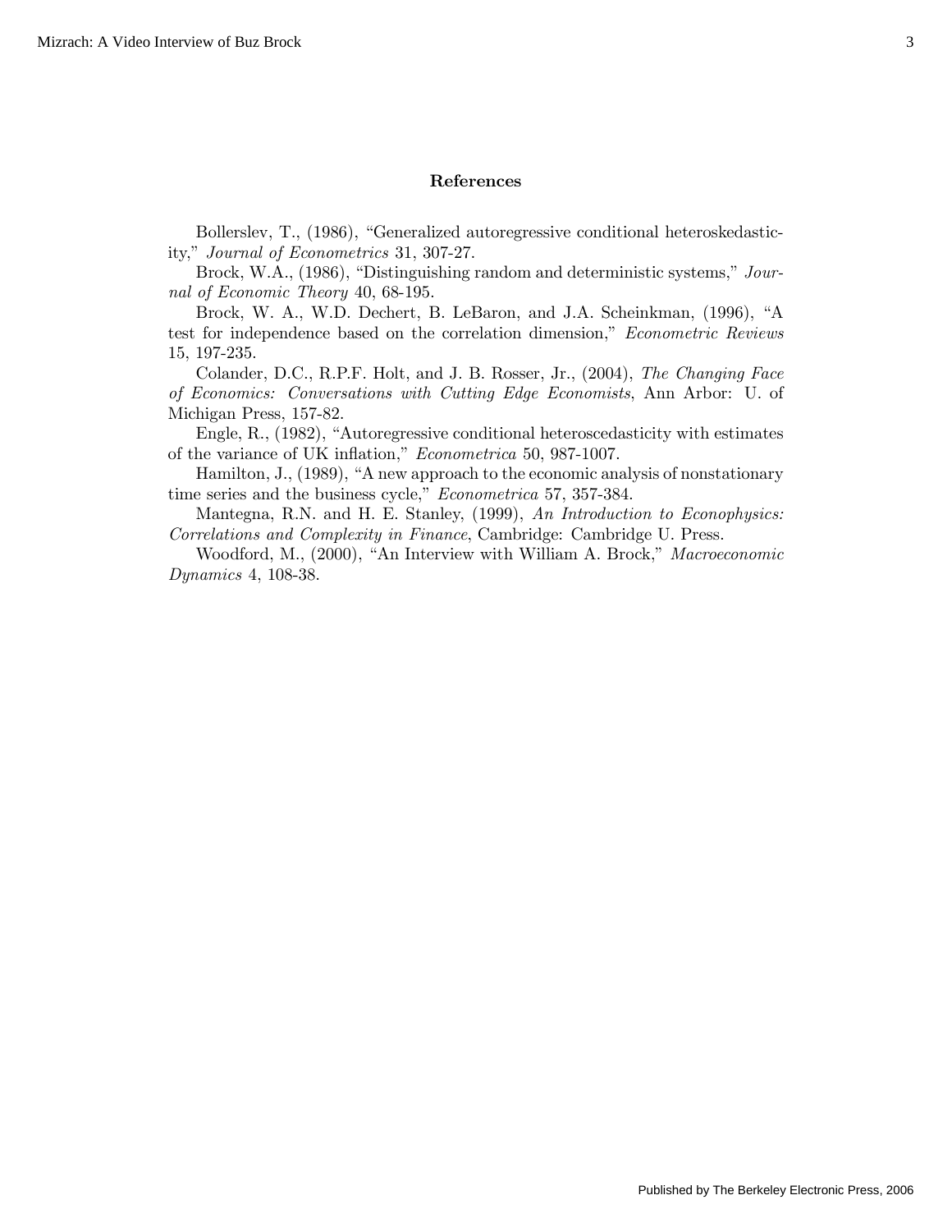## References

Bollerslev, T., (1986), "Generalized autoregressive conditional heteroskedasticity," *Journal of Econometrics* 31, 307-27.

Brock, W.A., (1986), "Distinguishing random and deterministic systems," *Journal of Economic Theory* 40, 68-195.

Brock, W. A., W.D. Dechert, B. LeBaron, and J.A. Scheinkman, (1996), "A test for independence based on the correlation dimension," *Econometric Reviews* 15, 197-235.

Colander, D.C., R.P.F. Holt, and J. B. Rosser, Jr., (2004), *The Changing Face of Economics: Conversations with Cutting Edge Economists*, Ann Arbor: U. of Michigan Press, 157-82.

Engle, R., (1982), "Autoregressive conditional heteroscedasticity with estimates of the variance of UK inflation," *Econometrica* 50, 987-1007.

Hamilton, J., (1989), "A new approach to the economic analysis of nonstationary time series and the business cycle," *Econometrica* 57, 357-384.

Mantegna, R.N. and H. E. Stanley, (1999), *An Introduction to Econophysics: Correlations and Complexity in Finance*, Cambridge: Cambridge U. Press.

Woodford, M., (2000), "An Interview with William A. Brock," *Macroeconomic Dynamics* 4, 108-38.